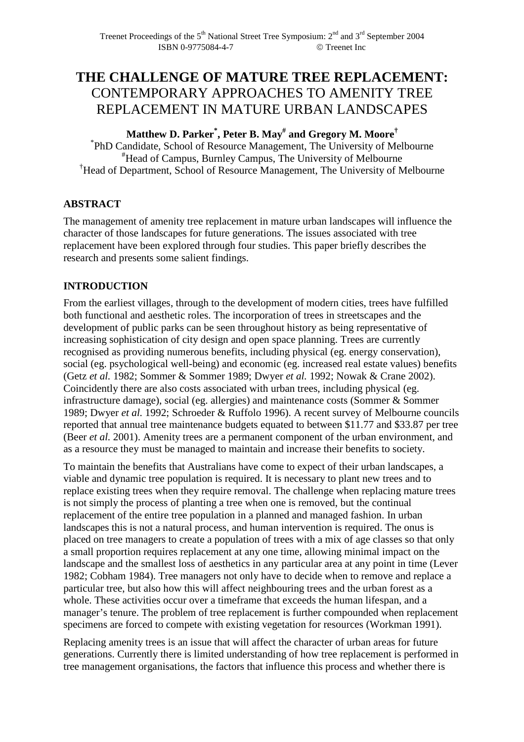# THE CHALLENGE OF MATURE TREE REPLACEMENT:
## CONTEMPORARY APPROACHES TO AMENITY TREE REPLACEMENT IN MATURE URBAN LANDSCAPES

**Matthew D. Parker[*], Peter B. May[#] and Gregory M. Moore[†]**

[*]PhD Candidate, School of Resource Management, The University of Melbourne
[#]Head of Campus, Burnley Campus, The University of Melbourne
[†]Head of Department, School of Resource Management, The University of Melbourne

### ABSTRACT

The management of amenity tree replacement in mature urban landscapes will influence the character of those landscapes for future generations. The issues associated with tree replacement have been explored through four studies. This paper briefly describes the research and presents some salient findings.

### INTRODUCTION

From the earliest villages, through to the development of modern cities, trees have fulfilled both functional and aesthetic roles. The incorporation of trees in streetscapes and the development of public parks can be seen throughout history as being representative of increasing sophistication of city design and open space planning. Trees are currently recognised as providing numerous benefits, including physical (eg. energy conservation), social (eg. psychological well-being) and economic (eg. increased real estate values) benefits (Getz *et al.* 1982; Sommer & Sommer 1989; Dwyer *et al.* 1992; Nowak & Crane 2002). Coincidently there are also costs associated with urban trees, including physical (eg. infrastructure damage), social (eg. allergies) and maintenance costs (Sommer & Sommer 1989; Dwyer *et al.* 1992; Schroeder & Ruffolo 1996). A recent survey of Melbourne councils reported that annual tree maintenance budgets equated to between \$11.77 and \$33.87 per tree (Beer *et al.* 2001). Amenity trees are a permanent component of the urban environment, and as a resource they must be managed to maintain and increase their benefits to society.

To maintain the benefits that Australians have come to expect of their urban landscapes, a viable and dynamic tree population is required. It is necessary to plant new trees and to replace existing trees when they require removal. The challenge when replacing mature trees is not simply the process of planting a tree when one is removed, but the continual replacement of the entire tree population in a planned and managed fashion. In urban landscapes this is not a natural process, and human intervention is required. The onus is placed on tree managers to create a population of trees with a mix of age classes so that only a small proportion requires replacement at any one time, allowing minimal impact on the landscape and the smallest loss of aesthetics in any particular area at any point in time (Lever 1982; Cobham 1984). Tree managers not only have to decide when to remove and replace a particular tree, but also how this will affect neighbouring trees and the urban forest as a whole. These activities occur over a timeframe that exceeds the human lifespan, and a manager's tenure. The problem of tree replacement is further compounded when replacement specimens are forced to compete with existing vegetation for resources (Workman 1991).

Replacing amenity trees is an issue that will affect the character of urban areas for future generations. Currently there is limited understanding of how tree replacement is performed in tree management organisations, the factors that influence this process and whether there is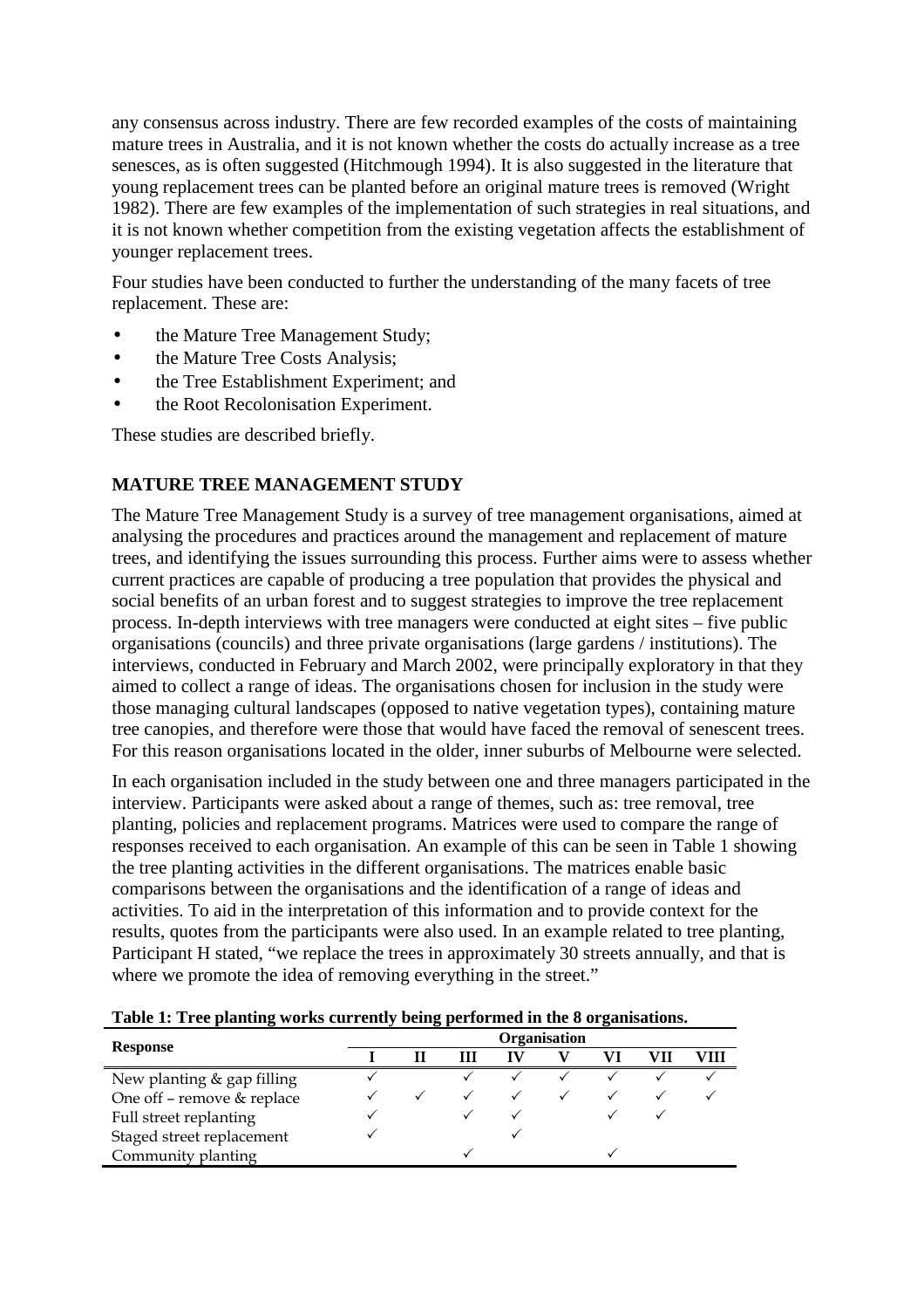any consensus across industry. There are few recorded examples of the costs of maintaining mature trees in Australia, and it is not known whether the costs do actually increase as a tree senesces, as is often suggested (Hitchmough 1994). It is also suggested in the literature that young replacement trees can be planted before an original mature trees is removed (Wright 1982). There are few examples of the implementation of such strategies in real situations, and it is not known whether competition from the existing vegetation affects the establishment of younger replacement trees.

Four studies have been conducted to further the understanding of the many facets of tree replacement. These are:

- the Mature Tree Management Study;
- the Mature Tree Costs Analysis;
- the Tree Establishment Experiment; and
- the Root Recolonisation Experiment.

These studies are described briefly.

## MATURE TREE MANAGEMENT STUDY

The Mature Tree Management Study is a survey of tree management organisations, aimed at analysing the procedures and practices around the management and replacement of mature trees, and identifying the issues surrounding this process. Further aims were to assess whether current practices are capable of producing a tree population that provides the physical and social benefits of an urban forest and to suggest strategies to improve the tree replacement process. In-depth interviews with tree managers were conducted at eight sites – five public organisations (councils) and three private organisations (large gardens / institutions). The interviews, conducted in February and March 2002, were principally exploratory in that they aimed to collect a range of ideas. The organisations chosen for inclusion in the study were those managing cultural landscapes (opposed to native vegetation types), containing mature tree canopies, and therefore were those that would have faced the removal of senescent trees. For this reason organisations located in the older, inner suburbs of Melbourne were selected.

In each organisation included in the study between one and three managers participated in the interview. Participants were asked about a range of themes, such as: tree removal, tree planting, policies and replacement programs. Matrices were used to compare the range of responses received to each organisation. An example of this can be seen in Table 1 showing the tree planting activities in the different organisations. The matrices enable basic comparisons between the organisations and the identification of a range of ideas and activities. To aid in the interpretation of this information and to provide context for the results, quotes from the participants were also used. In an example related to tree planting, Participant H stated, "we replace the trees in approximately 30 streets annually, and that is where we promote the idea of removing everything in the street."

**Table 1: Tree planting works currently being performed in the 8 organisations.**

| Response | Organisation | | | | | | | |
|---|---|---|---|---|---|---|---|---|
| | I | II | III | IV | V | VI | VII | VIII |
| New planting & gap filling | ✓ | | ✓ | ✓ | ✓ | ✓ | ✓ | ✓ |
| One off – remove & replace | ✓ | ✓ | ✓ | ✓ | ✓ | ✓ | ✓ | ✓ |
| Full street replanting | ✓ | | ✓ | ✓ | | ✓ | ✓ | |
| Staged street replacement | ✓ | | | ✓ | | | | |
| Community planting | | | ✓ | | | ✓ | | |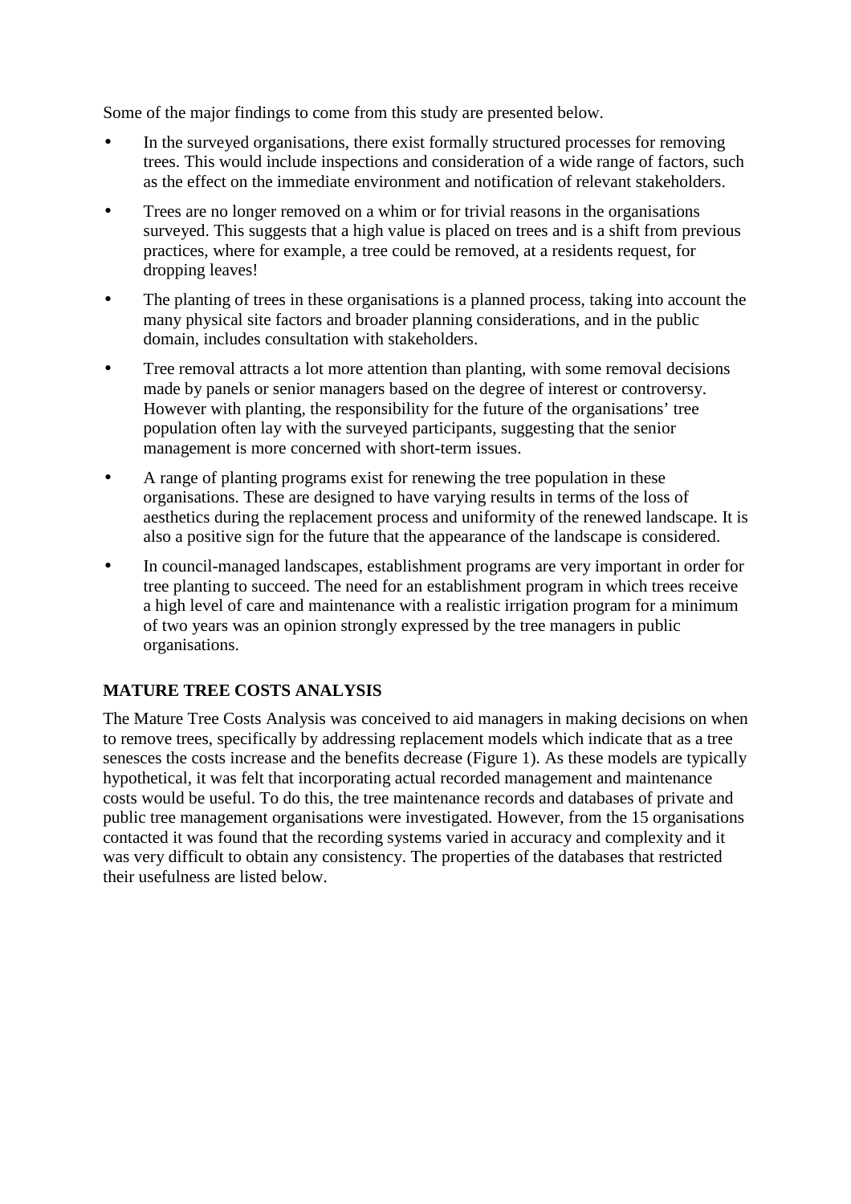Some of the major findings to come from this study are presented below.

- In the surveyed organisations, there exist formally structured processes for removing trees. This would include inspections and consideration of a wide range of factors, such as the effect on the immediate environment and notification of relevant stakeholders.
- Trees are no longer removed on a whim or for trivial reasons in the organisations surveyed. This suggests that a high value is placed on trees and is a shift from previous practices, where for example, a tree could be removed, at a residents request, for dropping leaves!
- The planting of trees in these organisations is a planned process, taking into account the many physical site factors and broader planning considerations, and in the public domain, includes consultation with stakeholders.
- Tree removal attracts a lot more attention than planting, with some removal decisions made by panels or senior managers based on the degree of interest or controversy. However with planting, the responsibility for the future of the organisations' tree population often lay with the surveyed participants, suggesting that the senior management is more concerned with short-term issues.
- A range of planting programs exist for renewing the tree population in these organisations. These are designed to have varying results in terms of the loss of aesthetics during the replacement process and uniformity of the renewed landscape. It is also a positive sign for the future that the appearance of the landscape is considered.
- In council-managed landscapes, establishment programs are very important in order for tree planting to succeed. The need for an establishment program in which trees receive a high level of care and maintenance with a realistic irrigation program for a minimum of two years was an opinion strongly expressed by the tree managers in public organisations.

**MATURE TREE COSTS ANALYSIS**

The Mature Tree Costs Analysis was conceived to aid managers in making decisions on when to remove trees, specifically by addressing replacement models which indicate that as a tree senesces the costs increase and the benefits decrease (Figure 1). As these models are typically hypothetical, it was felt that incorporating actual recorded management and maintenance costs would be useful. To do this, the tree maintenance records and databases of private and public tree management organisations were investigated. However, from the 15 organisations contacted it was found that the recording systems varied in accuracy and complexity and it was very difficult to obtain any consistency. The properties of the databases that restricted their usefulness are listed below.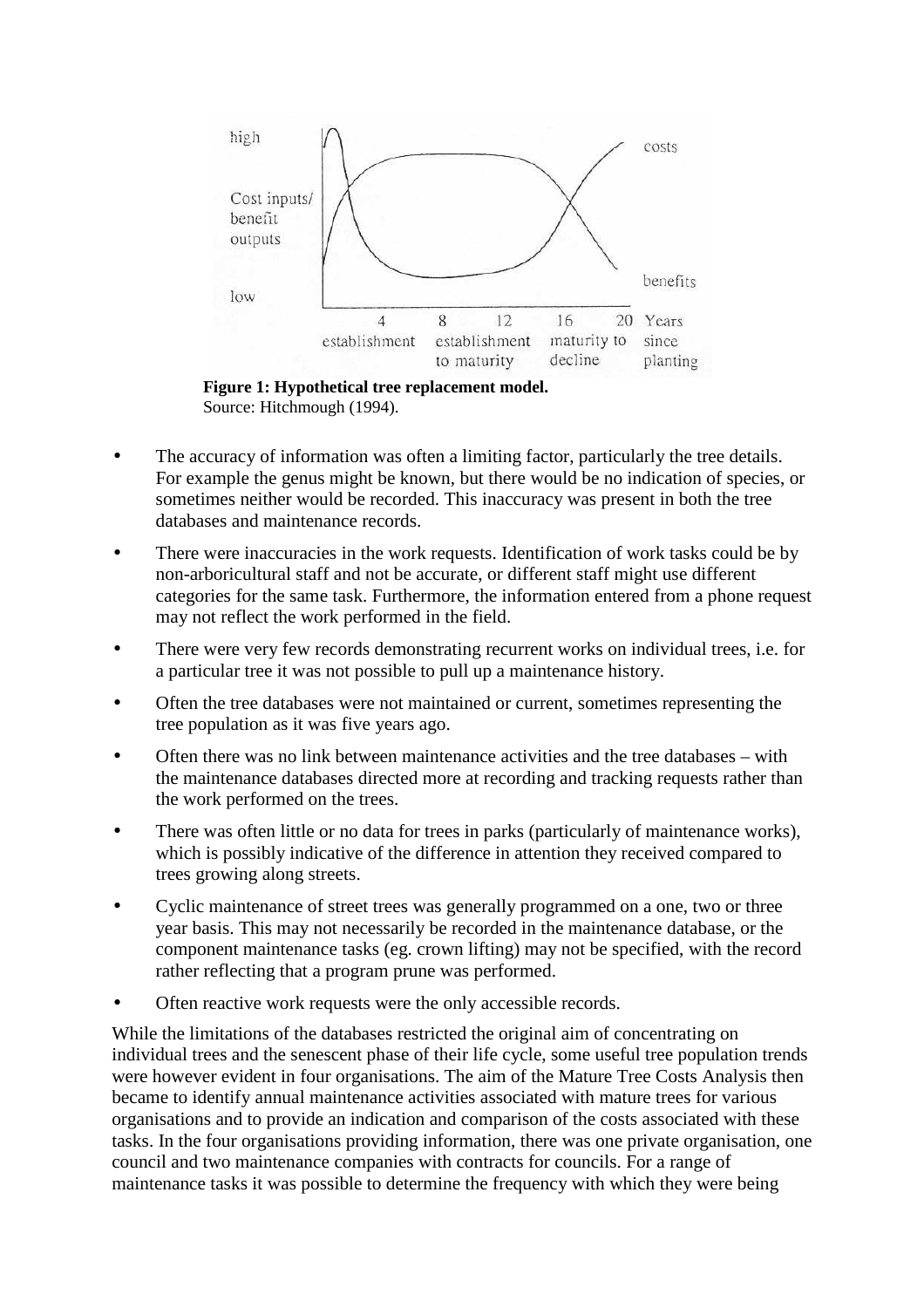high

costs

Cost inputs/
benefit
outputs

benefits

low

4 8 12 16 20 Years since planting

establishment establishment to maturity maturity to decline

**Figure 1: Hypothetical tree replacement model.**
Source: Hitchmough (1994).

- The accuracy of information was often a limiting factor, particularly the tree details. For example the genus might be known, but there would be no indication of species, or sometimes neither would be recorded. This inaccuracy was present in both the tree databases and maintenance records.
- There were inaccuracies in the work requests. Identification of work tasks could be by non-arboricultural staff and not be accurate, or different staff might use different categories for the same task. Furthermore, the information entered from a phone request may not reflect the work performed in the field.
- There were very few records demonstrating recurrent works on individual trees, i.e. for a particular tree it was not possible to pull up a maintenance history.
- Often the tree databases were not maintained or current, sometimes representing the tree population as it was five years ago.
- Often there was no link between maintenance activities and the tree databases – with the maintenance databases directed more at recording and tracking requests rather than the work performed on the trees.
- There was often little or no data for trees in parks (particularly of maintenance works), which is possibly indicative of the difference in attention they received compared to trees growing along streets.
- Cyclic maintenance of street trees was generally programmed on a one, two or three year basis. This may not necessarily be recorded in the maintenance database, or the component maintenance tasks (eg. crown lifting) may not be specified, with the record rather reflecting that a program prune was performed.
- Often reactive work requests were the only accessible records.

While the limitations of the databases restricted the original aim of concentrating on individual trees and the senescent phase of their life cycle, some useful tree population trends were however evident in four organisations. The aim of the Mature Tree Costs Analysis then became to identify annual maintenance activities associated with mature trees for various organisations and to provide an indication and comparison of the costs associated with these tasks. In the four organisations providing information, there was one private organisation, one council and two maintenance companies with contracts for councils. For a range of maintenance tasks it was possible to determine the frequency with which they were being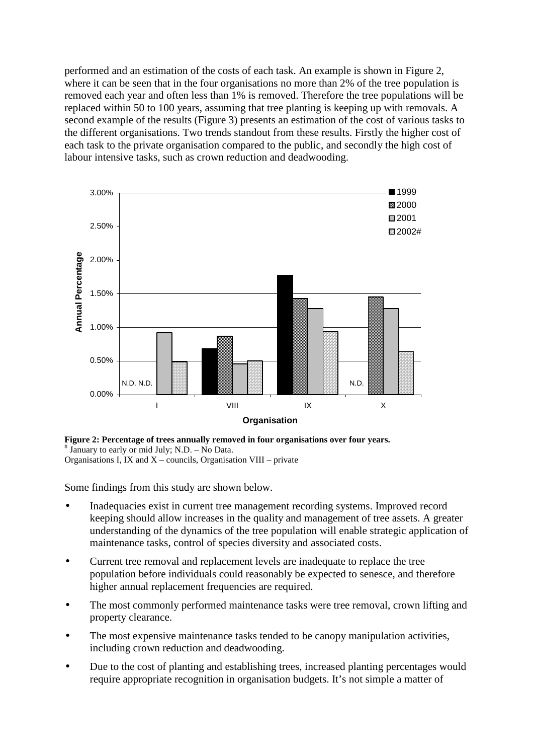performed and an estimation of the costs of each task. An example is shown in Figure 2, where it can be seen that in the four organisations no more than 2% of the tree population is removed each year and often less than 1% is removed. Therefore the tree populations will be replaced within 50 to 100 years, assuming that tree planting is keeping up with removals. A second example of the results (Figure 3) presents an estimation of the cost of various tasks to the different organisations. Two trends standout from these results. Firstly the higher cost of each task to the private organisation compared to the public, and secondly the high cost of labour intensive tasks, such as crown reduction and deadwooding.

3.00%
2.50%
2.00%
1.50%
1.00%
0.50%
0.00%

Annual Percentage

1999
2000
2001
2002#

N.D. N.D.
N.D.

I
VIII
IX
X

Organisation

**Figure 2: Percentage of trees annually removed in four organisations over four years.**
[#] January to early or mid July; N.D. – No Data.
Organisations I, IX and X – councils, Organisation VIII – private

Some findings from this study are shown below.

- Inadequacies exist in current tree management recording systems. Improved record keeping should allow increases in the quality and management of tree assets. A greater understanding of the dynamics of the tree population will enable strategic application of maintenance tasks, control of species diversity and associated costs.
- Current tree removal and replacement levels are inadequate to replace the tree population before individuals could reasonably be expected to senesce, and therefore higher annual replacement frequencies are required.
- The most commonly performed maintenance tasks were tree removal, crown lifting and property clearance.
- The most expensive maintenance tasks tended to be canopy manipulation activities, including crown reduction and deadwooding.
- Due to the cost of planting and establishing trees, increased planting percentages would require appropriate recognition in organisation budgets. It's not simple a matter of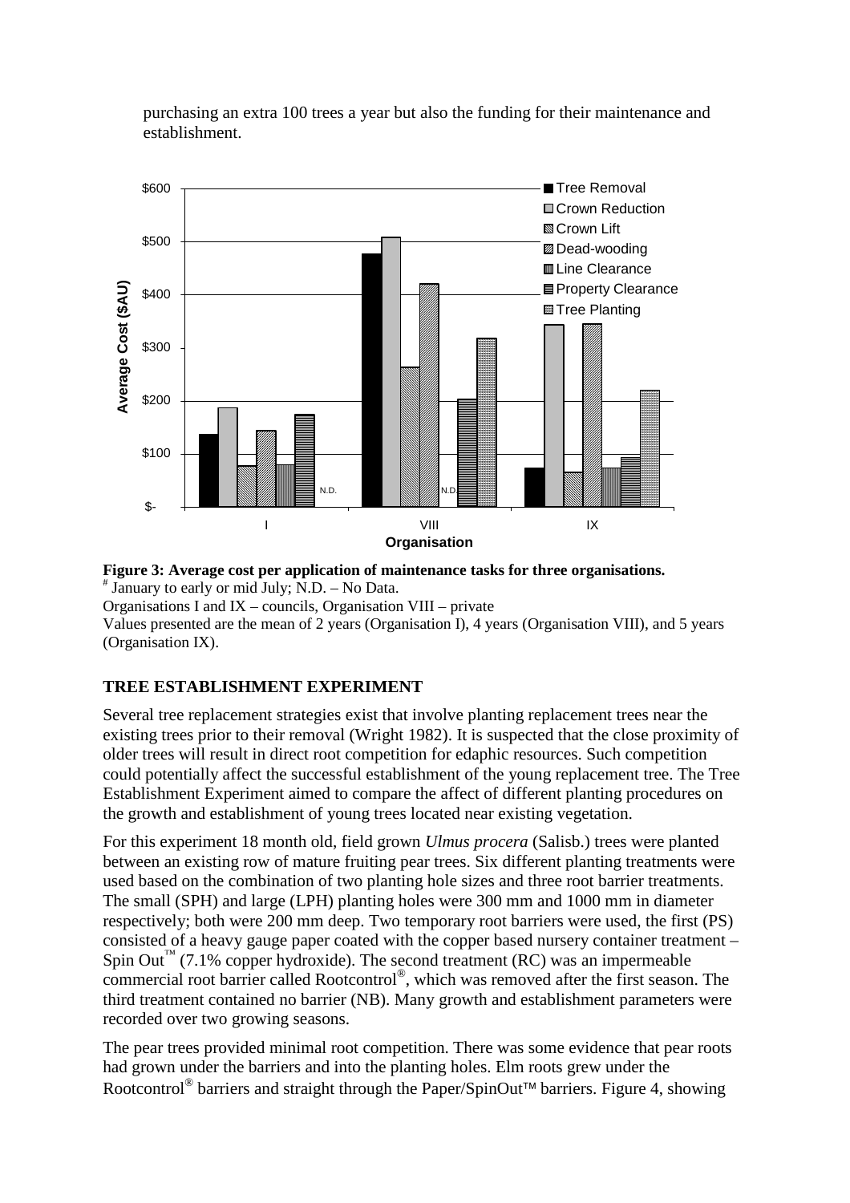purchasing an extra 100 trees a year but also the funding for their maintenance and establishment.

$600
$500
$400
$300
$200
$100
$-

Average Cost ($AU)

I
VIII
IX

Organisation

Tree Removal
Crown Reduction
Crown Lift
Dead-wooding
Line Clearance
Property Clearance
Tree Planting

N.D.
N.D.

**Figure 3: Average cost per application of maintenance tasks for three organisations.**
[#] January to early or mid July; N.D. – No Data.
Organisations I and IX – councils, Organisation VIII – private
Values presented are the mean of 2 years (Organisation I), 4 years (Organisation VIII), and 5 years (Organisation IX).

## TREE ESTABLISHMENT EXPERIMENT

Several tree replacement strategies exist that involve planting replacement trees near the existing trees prior to their removal (Wright 1982). It is suspected that the close proximity of older trees will result in direct root competition for edaphic resources. Such competition could potentially affect the successful establishment of the young replacement tree. The Tree Establishment Experiment aimed to compare the affect of different planting procedures on the growth and establishment of young trees located near existing vegetation.

For this experiment 18 month old, field grown *Ulmus procera* (Salisb.) trees were planted between an existing row of mature fruiting pear trees. Six different planting treatments were used based on the combination of two planting hole sizes and three root barrier treatments. The small (SPH) and large (LPH) planting holes were 300 mm and 1000 mm in diameter respectively; both were 200 mm deep. Two temporary root barriers were used, the first (PS) consisted of a heavy gauge paper coated with the copper based nursery container treatment – Spin Out™ (7.1% copper hydroxide). The second treatment (RC) was an impermeable commercial root barrier called Rootcontrol®, which was removed after the first season. The third treatment contained no barrier (NB). Many growth and establishment parameters were recorded over two growing seasons.

The pear trees provided minimal root competition. There was some evidence that pear roots had grown under the barriers and into the planting holes. Elm roots grew under the Rootcontrol® barriers and straight through the Paper/SpinOut™ barriers. Figure 4, showing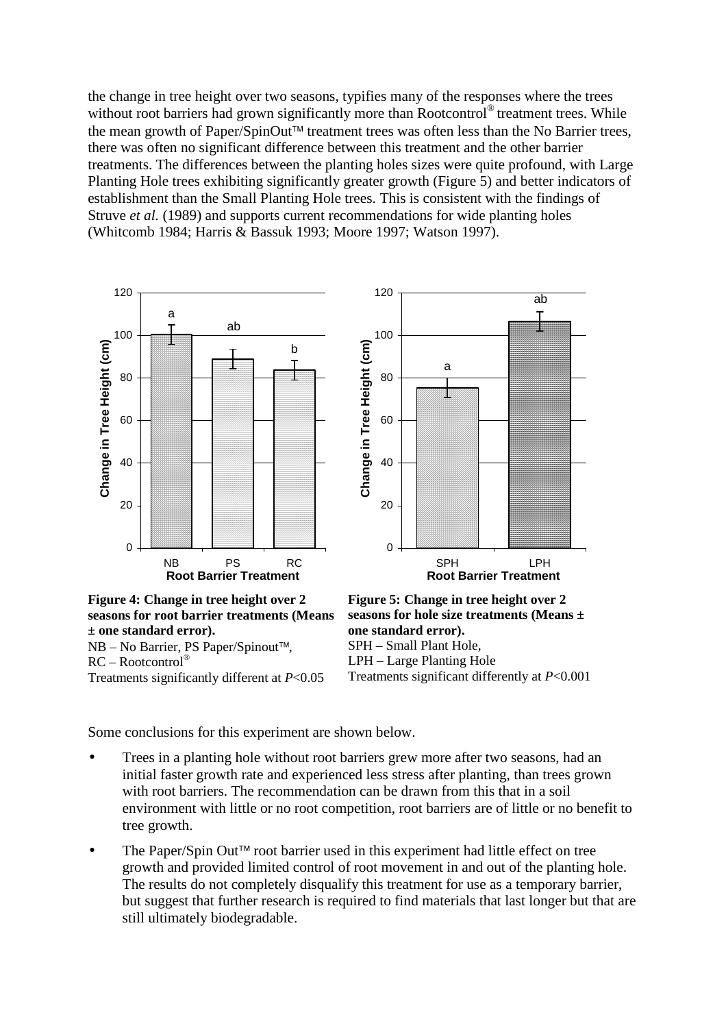the change in tree height over two seasons, typifies many of the responses where the trees without root barriers had grown significantly more than Rootcontrol® treatment trees. While the mean growth of Paper/SpinOut™ treatment trees was often less than the No Barrier trees, there was often no significant difference between this treatment and the other barrier treatments. The differences between the planting holes sizes were quite profound, with Large Planting Hole trees exhibiting significantly greater growth (Figure 5) and better indicators of establishment than the Small Planting Hole trees. This is consistent with the findings of Struve *et al.* (1989) and supports current recommendations for wide planting holes (Whitcomb 1984; Harris & Bassuk 1993; Moore 1997; Watson 1997).

120
100
80
60
40
20
0
Change in Tree Height (cm)
a
ab
b
NB
PS
RC
Root Barrier Treatment

**Figure 4: Change in tree height over 2 seasons for root barrier treatments (Means ± one standard error).**
NB – No Barrier, PS Paper/Spinout™,
RC – Rootcontrol®
Treatments significantly different at $P$<0.05

120
100
80
60
40
20
0
Change in Tree Height (cm)
a
ab
SPH
LPH
Root Barrier Treatment

**Figure 5: Change in tree height over 2 seasons for hole size treatments (Means ± one standard error).**
SPH – Small Plant Hole,
LPH – Large Planting Hole
Treatments significant differently at $P$<0.001

Some conclusions for this experiment are shown below.

- Trees in a planting hole without root barriers grew more after two seasons, had an initial faster growth rate and experienced less stress after planting, than trees grown with root barriers. The recommendation can be drawn from this that in a soil environment with little or no root competition, root barriers are of little or no benefit to tree growth.
- The Paper/Spin Out™ root barrier used in this experiment had little effect on tree growth and provided limited control of root movement in and out of the planting hole. The results do not completely disqualify this treatment for use as a temporary barrier, but suggest that further research is required to find materials that last longer but that are still ultimately biodegradable.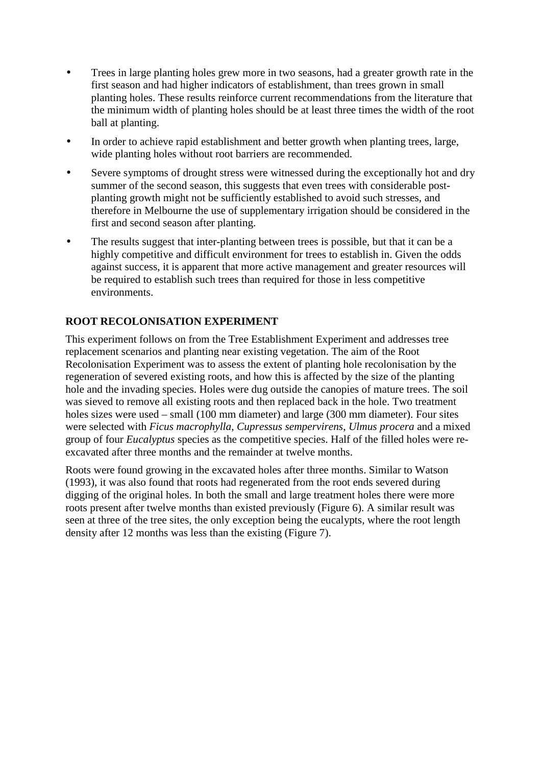- Trees in large planting holes grew more in two seasons, had a greater growth rate in the first season and had higher indicators of establishment, than trees grown in small planting holes. These results reinforce current recommendations from the literature that the minimum width of planting holes should be at least three times the width of the root ball at planting.
- In order to achieve rapid establishment and better growth when planting trees, large, wide planting holes without root barriers are recommended.
- Severe symptoms of drought stress were witnessed during the exceptionally hot and dry summer of the second season, this suggests that even trees with considerable post-planting growth might not be sufficiently established to avoid such stresses, and therefore in Melbourne the use of supplementary irrigation should be considered in the first and second season after planting.
- The results suggest that inter-planting between trees is possible, but that it can be a highly competitive and difficult environment for trees to establish in. Given the odds against success, it is apparent that more active management and greater resources will be required to establish such trees than required for those in less competitive environments.

## ROOT RECOLONISATION EXPERIMENT

This experiment follows on from the Tree Establishment Experiment and addresses tree replacement scenarios and planting near existing vegetation. The aim of the Root Recolonisation Experiment was to assess the extent of planting hole recolonisation by the regeneration of severed existing roots, and how this is affected by the size of the planting hole and the invading species. Holes were dug outside the canopies of mature trees. The soil was sieved to remove all existing roots and then replaced back in the hole. Two treatment holes sizes were used – small (100 mm diameter) and large (300 mm diameter). Four sites were selected with *Ficus macrophylla*, *Cupressus sempervirens*, *Ulmus procera* and a mixed group of four *Eucalyptus* species as the competitive species. Half of the filled holes were re-excavated after three months and the remainder at twelve months.

Roots were found growing in the excavated holes after three months. Similar to Watson (1993), it was also found that roots had regenerated from the root ends severed during digging of the original holes. In both the small and large treatment holes there were more roots present after twelve months than existed previously (Figure 6). A similar result was seen at three of the tree sites, the only exception being the eucalypts, where the root length density after 12 months was less than the existing (Figure 7).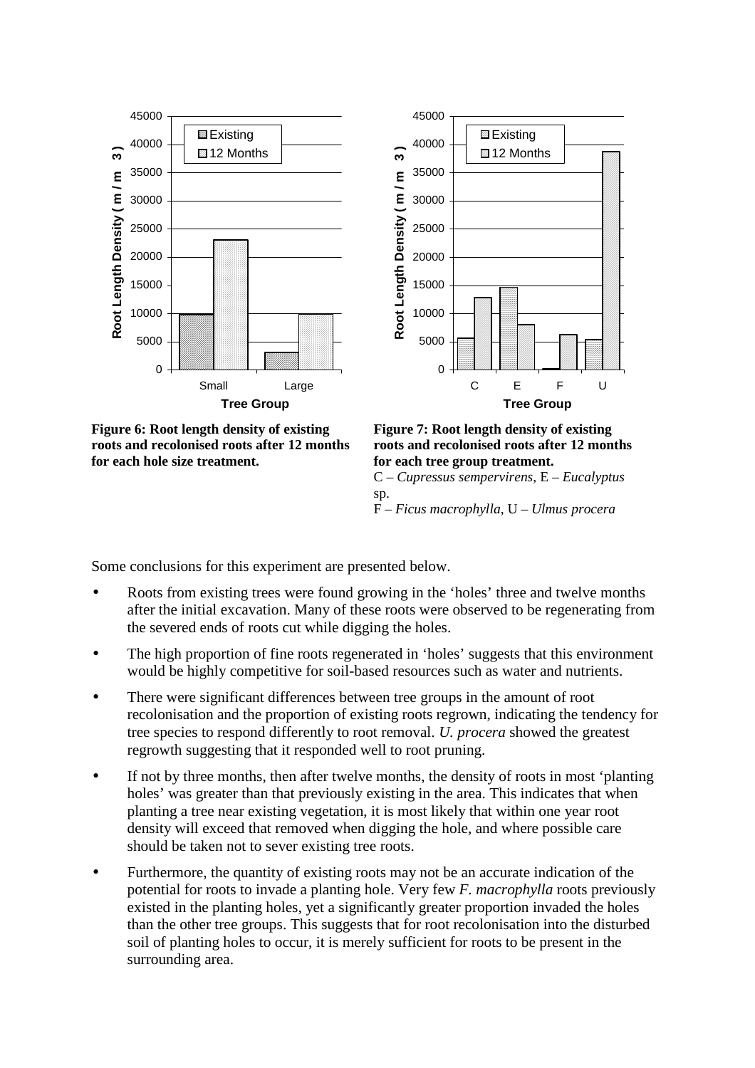45000
40000
35000
30000
25000
20000
15000
10000
5000
0

Root Length Density ( m / m 3)

Existing
12 Months

Small
Large

Tree Group

**Figure 6: Root length density of existing roots and recolonised roots after 12 months for each hole size treatment.**

45000
40000
35000
30000
25000
20000
15000
10000
5000
0

Root Length Density ( m / m 3)

Existing
12 Months

C
E
F
U

Tree Group

**Figure 7: Root length density of existing roots and recolonised roots after 12 months for each tree group treatment.**
C – *Cupressus sempervirens*, E – *Eucalyptus* sp.
F – *Ficus macrophylla*, U – *Ulmus procera*

Some conclusions for this experiment are presented below.

- Roots from existing trees were found growing in the 'holes' three and twelve months after the initial excavation. Many of these roots were observed to be regenerating from the severed ends of roots cut while digging the holes.
- The high proportion of fine roots regenerated in 'holes' suggests that this environment would be highly competitive for soil-based resources such as water and nutrients.
- There were significant differences between tree groups in the amount of root recolonisation and the proportion of existing roots regrown, indicating the tendency for tree species to respond differently to root removal. *U. procera* showed the greatest regrowth suggesting that it responded well to root pruning.
- If not by three months, then after twelve months, the density of roots in most 'planting holes' was greater than that previously existing in the area. This indicates that when planting a tree near existing vegetation, it is most likely that within one year root density will exceed that removed when digging the hole, and where possible care should be taken not to sever existing tree roots.
- Furthermore, the quantity of existing roots may not be an accurate indication of the potential for roots to invade a planting hole. Very few *F. macrophylla* roots previously existed in the planting holes, yet a significantly greater proportion invaded the holes than the other tree groups. This suggests that for root recolonisation into the disturbed soil of planting holes to occur, it is merely sufficient for roots to be present in the surrounding area.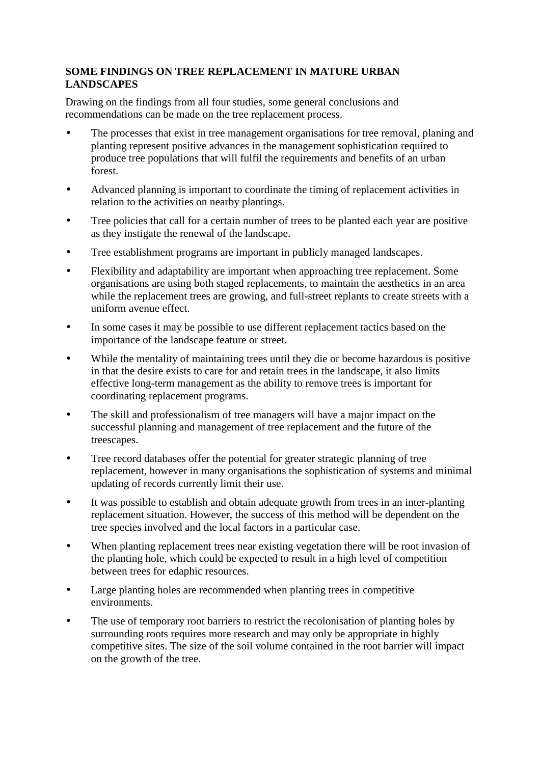## SOME FINDINGS ON TREE REPLACEMENT IN MATURE URBAN LANDSCAPES

Drawing on the findings from all four studies, some general conclusions and recommendations can be made on the tree replacement process.

- The processes that exist in tree management organisations for tree removal, planing and planting represent positive advances in the management sophistication required to produce tree populations that will fulfil the requirements and benefits of an urban forest.
- Advanced planning is important to coordinate the timing of replacement activities in relation to the activities on nearby plantings.
- Tree policies that call for a certain number of trees to be planted each year are positive as they instigate the renewal of the landscape.
- Tree establishment programs are important in publicly managed landscapes.
- Flexibility and adaptability are important when approaching tree replacement. Some organisations are using both staged replacements, to maintain the aesthetics in an area while the replacement trees are growing, and full-street replants to create streets with a uniform avenue effect.
- In some cases it may be possible to use different replacement tactics based on the importance of the landscape feature or street.
- While the mentality of maintaining trees until they die or become hazardous is positive in that the desire exists to care for and retain trees in the landscape, it also limits effective long-term management as the ability to remove trees is important for coordinating replacement programs.
- The skill and professionalism of tree managers will have a major impact on the successful planning and management of tree replacement and the future of the treescapes.
- Tree record databases offer the potential for greater strategic planning of tree replacement, however in many organisations the sophistication of systems and minimal updating of records currently limit their use.
- It was possible to establish and obtain adequate growth from trees in an inter-planting replacement situation. However, the success of this method will be dependent on the tree species involved and the local factors in a particular case.
- When planting replacement trees near existing vegetation there will be root invasion of the planting hole, which could be expected to result in a high level of competition between trees for edaphic resources.
- Large planting holes are recommended when planting trees in competitive environments.
- The use of temporary root barriers to restrict the recolonisation of planting holes by surrounding roots requires more research and may only be appropriate in highly competitive sites. The size of the soil volume contained in the root barrier will impact on the growth of the tree.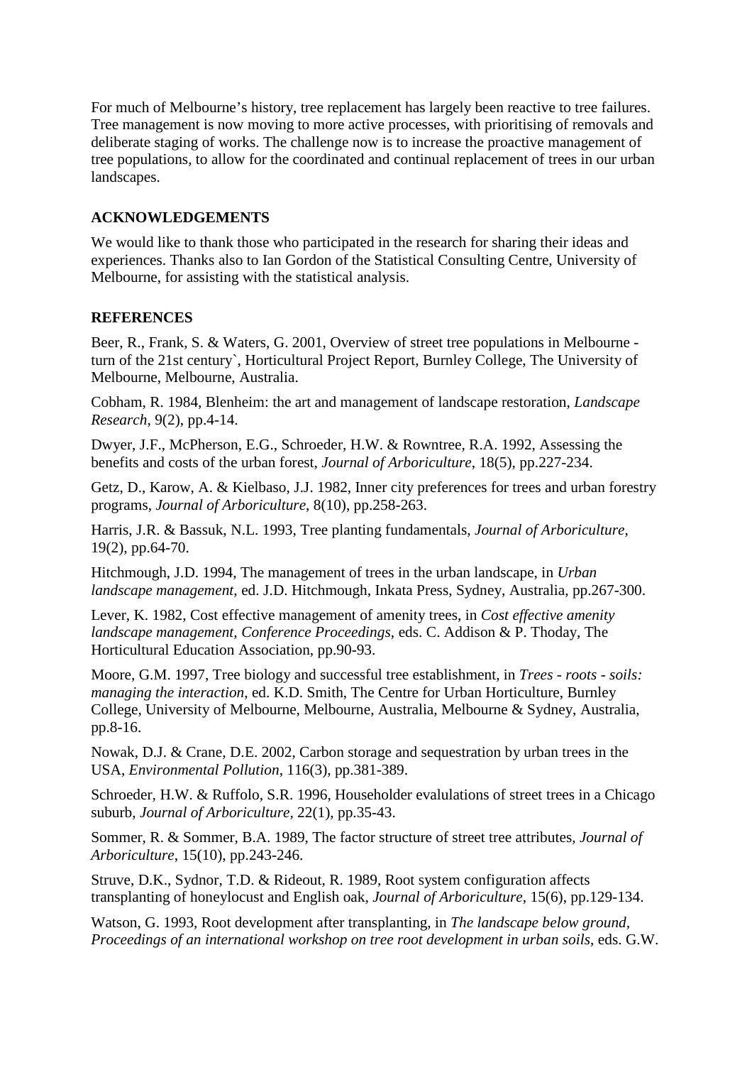For much of Melbourne's history, tree replacement has largely been reactive to tree failures. Tree management is now moving to more active processes, with prioritising of removals and deliberate staging of works. The challenge now is to increase the proactive management of tree populations, to allow for the coordinated and continual replacement of trees in our urban landscapes.

## ACKNOWLEDGEMENTS

We would like to thank those who participated in the research for sharing their ideas and experiences. Thanks also to Ian Gordon of the Statistical Consulting Centre, University of Melbourne, for assisting with the statistical analysis.

## REFERENCES

Beer, R., Frank, S. & Waters, G. 2001, Overview of street tree populations in Melbourne - turn of the 21st century`, Horticultural Project Report, Burnley College, The University of Melbourne, Melbourne, Australia.

Cobham, R. 1984, Blenheim: the art and management of landscape restoration, *Landscape Research*, 9(2), pp.4-14.

Dwyer, J.F., McPherson, E.G., Schroeder, H.W. & Rowntree, R.A. 1992, Assessing the benefits and costs of the urban forest, *Journal of Arboriculture*, 18(5), pp.227-234.

Getz, D., Karow, A. & Kielbaso, J.J. 1982, Inner city preferences for trees and urban forestry programs, *Journal of Arboriculture*, 8(10), pp.258-263.

Harris, J.R. & Bassuk, N.L. 1993, Tree planting fundamentals, *Journal of Arboriculture*, 19(2), pp.64-70.

Hitchmough, J.D. 1994, The management of trees in the urban landscape, in *Urban landscape management*, ed. J.D. Hitchmough, Inkata Press, Sydney, Australia, pp.267-300.

Lever, K. 1982, Cost effective management of amenity trees, in *Cost effective amenity landscape management, Conference Proceedings*, eds. C. Addison & P. Thoday, The Horticultural Education Association, pp.90-93.

Moore, G.M. 1997, Tree biology and successful tree establishment, in *Trees - roots - soils: managing the interaction*, ed. K.D. Smith, The Centre for Urban Horticulture, Burnley College, University of Melbourne, Melbourne, Australia, Melbourne & Sydney, Australia, pp.8-16.

Nowak, D.J. & Crane, D.E. 2002, Carbon storage and sequestration by urban trees in the USA, *Environmental Pollution*, 116(3), pp.381-389.

Schroeder, H.W. & Ruffolo, S.R. 1996, Householder evalulations of street trees in a Chicago suburb, *Journal of Arboriculture*, 22(1), pp.35-43.

Sommer, R. & Sommer, B.A. 1989, The factor structure of street tree attributes, *Journal of Arboriculture*, 15(10), pp.243-246.

Struve, D.K., Sydnor, T.D. & Rideout, R. 1989, Root system configuration affects transplanting of honeylocust and English oak, *Journal of Arboriculture*, 15(6), pp.129-134.

Watson, G. 1993, Root development after transplanting, in *The landscape below ground, Proceedings of an international workshop on tree root development in urban soils*, eds. G.W.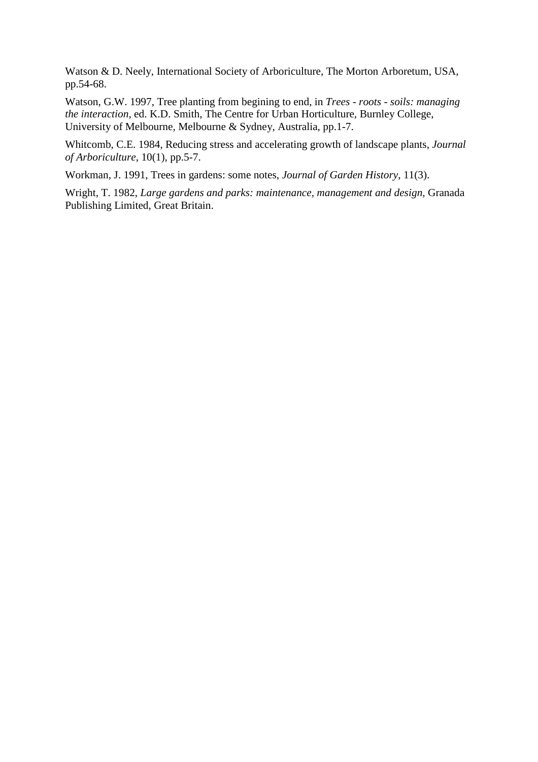Watson & D. Neely, International Society of Arboriculture, The Morton Arboretum, USA, pp.54-68.

Watson, G.W. 1997, Tree planting from begining to end, in *Trees - roots - soils: managing the interaction*, ed. K.D. Smith, The Centre for Urban Horticulture, Burnley College, University of Melbourne, Melbourne & Sydney, Australia, pp.1-7.

Whitcomb, C.E. 1984, Reducing stress and accelerating growth of landscape plants, *Journal of Arboriculture*, 10(1), pp.5-7.

Workman, J. 1991, Trees in gardens: some notes, *Journal of Garden History*, 11(3).

Wright, T. 1982, *Large gardens and parks: maintenance, management and design*, Granada Publishing Limited, Great Britain.